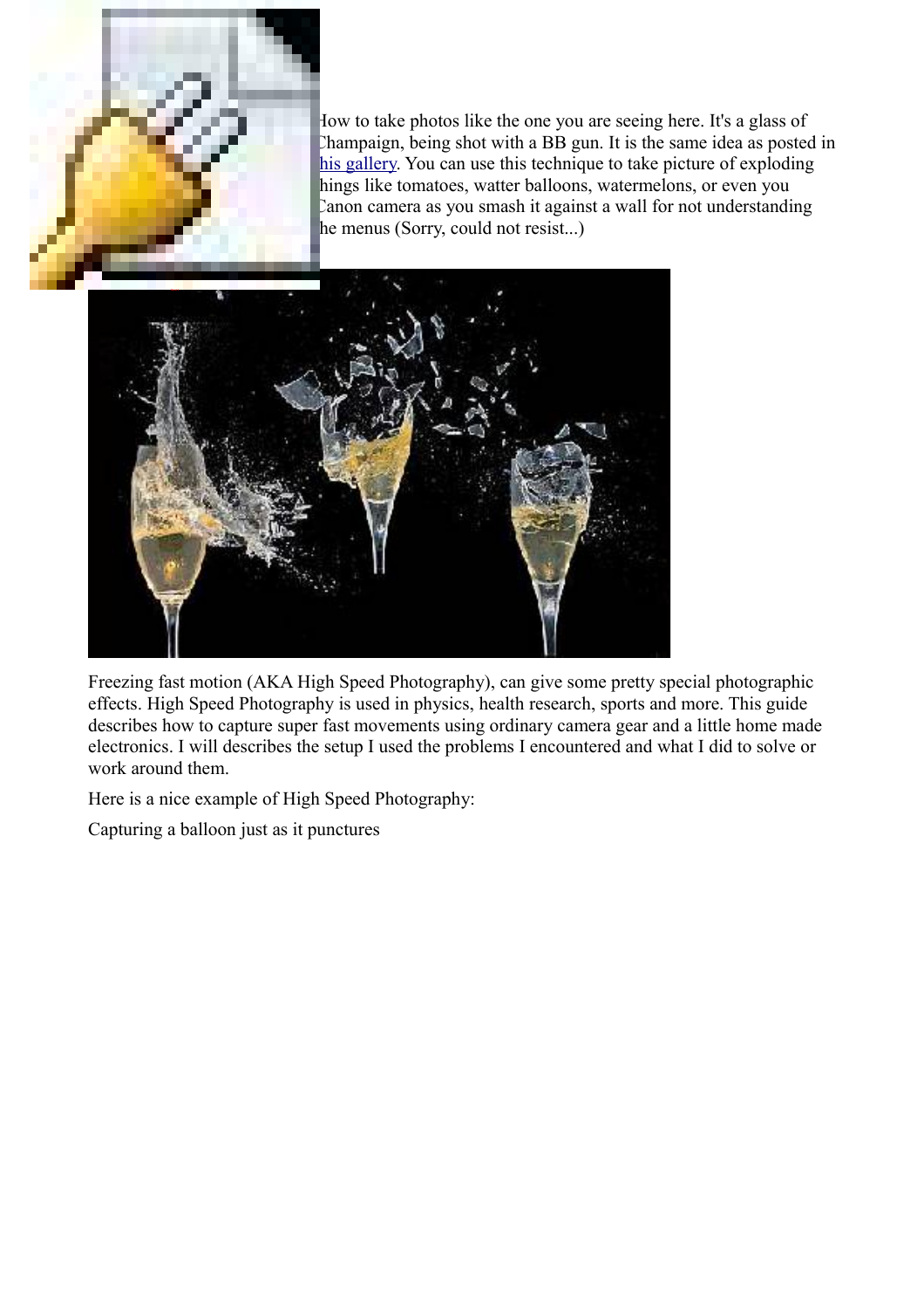How to take photos like the one you are seeing here. It's a glass of Champaign, being shot with a BB gun. It is the same idea as posted in this gallery. You can use this technique to take picture of exploding things like tomatoes, watter balloons, watermelons, or even you Canon camera as you smash it against a wall for not understanding the menus (Sorry, could not resist...)

Freezing fast motion (AKA High Speed Photography), can give some pretty special photographic effects. High Speed Photography is used in physics, health research, sports and more. This guide describes how to capture super fast movements using ordinary camera gear and a little home made electronics. I will describes the setup I used the problems I encountered and what I did to solve or work around them.

Here is a nice example of High Speed Photography:

Capturing a balloon just as it punctures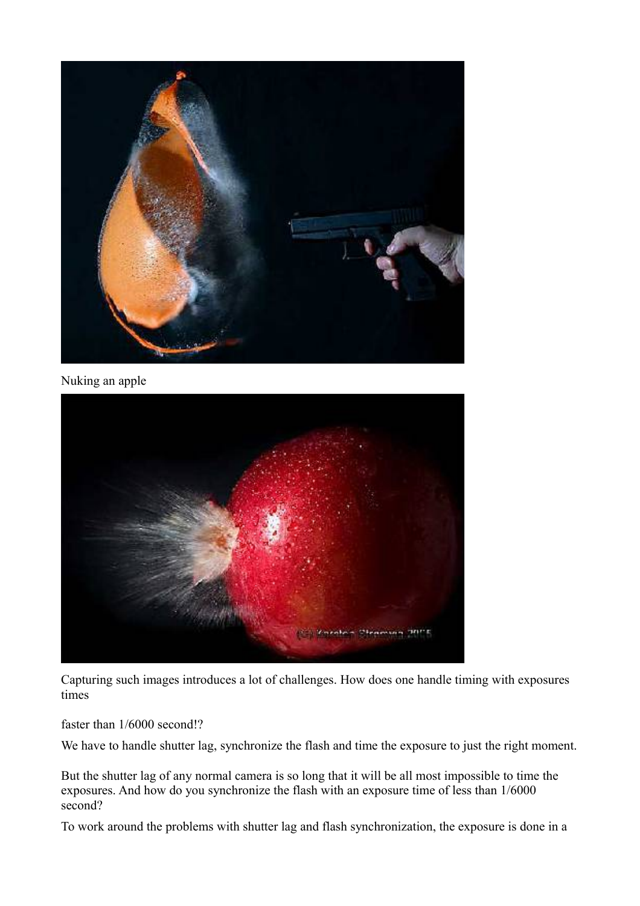Nuking an apple

Capturing such images introduces a lot of challenges. How does one handle timing with exposures times

faster than 1/6000 second!?

We have to handle shutter lag, synchronize the flash and time the exposure to just the right moment.

But the shutter lag of any normal camera is so long that it will be all most impossible to time the exposures. And how do you synchronize the flash with an exposure time of less than 1/6000 second?

To work around the problems with shutter lag and flash synchronization, the exposure is done in a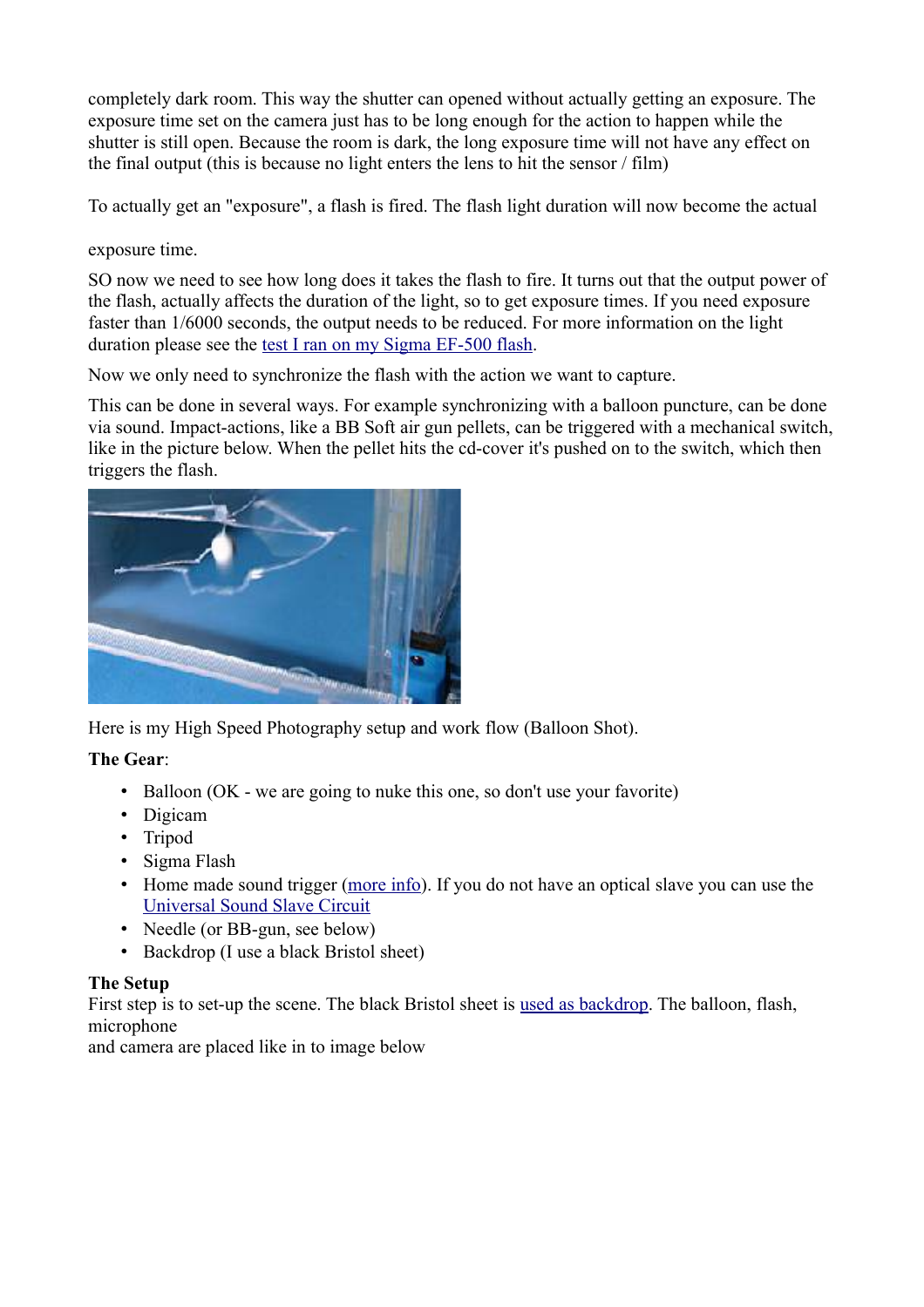completely dark room. This way the shutter can opened without actually getting an exposure. The exposure time set on the camera just has to be long enough for the action to happen while the shutter is still open. Because the room is dark, the long exposure time will not have any effect on the final output (this is because no light enters the lens to hit the sensor / film)

To actually get an "exposure", a flash is fired. The flash light duration will now become the actual

exposure time.

SO now we need to see how long does it takes the flash to fire. It turns out that the output power of the flash, actually affects the duration of the light, so to get exposure times. If you need exposure faster than 1/6000 seconds, the output needs to be reduced. For more information on the light duration please see the test I ran on my Sigma EF-500 flash.

Now we only need to synchronize the flash with the action we want to capture.

This can be done in several ways. For example synchronizing with a balloon puncture, can be done via sound. Impact-actions, like a BB Soft air gun pellets, can be triggered with a mechanical switch, like in the picture below. When the pellet hits the cd-cover it's pushed on to the switch, which then triggers the flash.

Here is my High Speed Photography setup and work flow (Balloon Shot).

**The Gear**:

- Balloon (OK - we are going to nuke this one, so don't use your favorite)
- Digicam
- Tripod
- Sigma Flash
- Home made sound trigger (more info). If you do not have an optical slave you can use the Universal Sound Slave Circuit
- Needle (or BB-gun, see below)
- Backdrop (I use a black Bristol sheet)

**The Setup**
First step is to set-up the scene. The black Bristol sheet is used as backdrop. The balloon, flash, microphone
and camera are placed like in to image below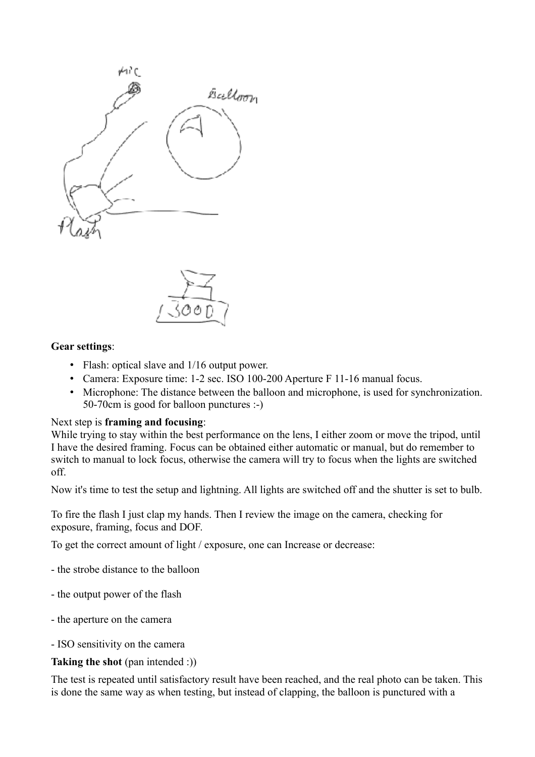**Gear settings**:

- Flash: optical slave and 1/16 output power.
- Camera: Exposure time: 1-2 sec. ISO 100-200 Aperture F 11-16 manual focus.
- Microphone: The distance between the balloon and microphone, is used for synchronization. 50-70cm is good for balloon punctures :-)

Next step is **framing and focusing**:
While trying to stay within the best performance on the lens, I either zoom or move the tripod, until I have the desired framing. Focus can be obtained either automatic or manual, but do remember to switch to manual to lock focus, otherwise the camera will try to focus when the lights are switched off.

Now it's time to test the setup and lightning. All lights are switched off and the shutter is set to bulb.

To fire the flash I just clap my hands. Then I review the image on the camera, checking for exposure, framing, focus and DOF.

To get the correct amount of light / exposure, one can Increase or decrease:

- the strobe distance to the balloon

- the output power of the flash

- the aperture on the camera

- ISO sensitivity on the camera

**Taking the shot** (pan intended :))

The test is repeated until satisfactory result have been reached, and the real photo can be taken. This is done the same way as when testing, but instead of clapping, the balloon is punctured with a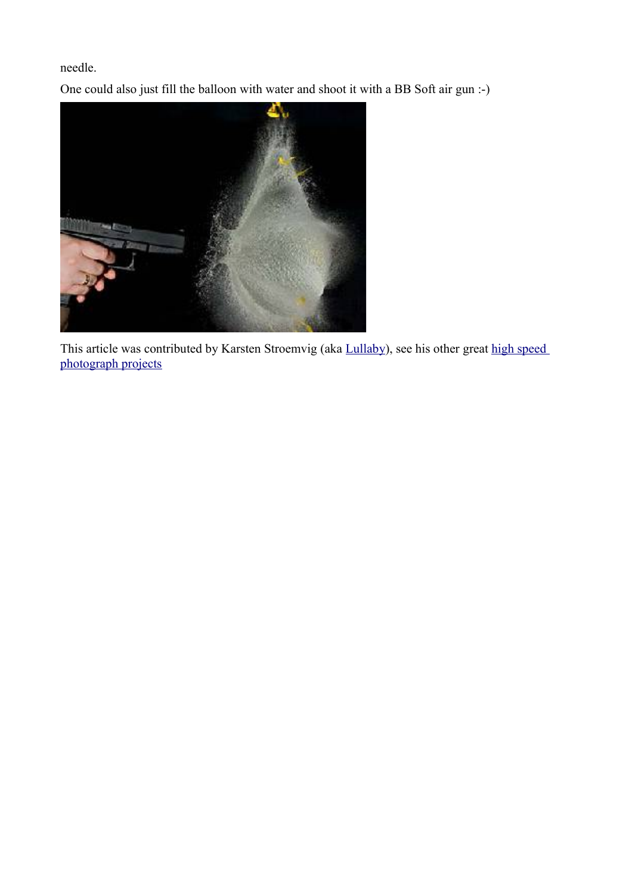needle.

One could also just fill the balloon with water and shoot it with a BB Soft air gun :-)

This article was contributed by Karsten Stroemvig (aka Lullaby), see his other great high speed photograph projects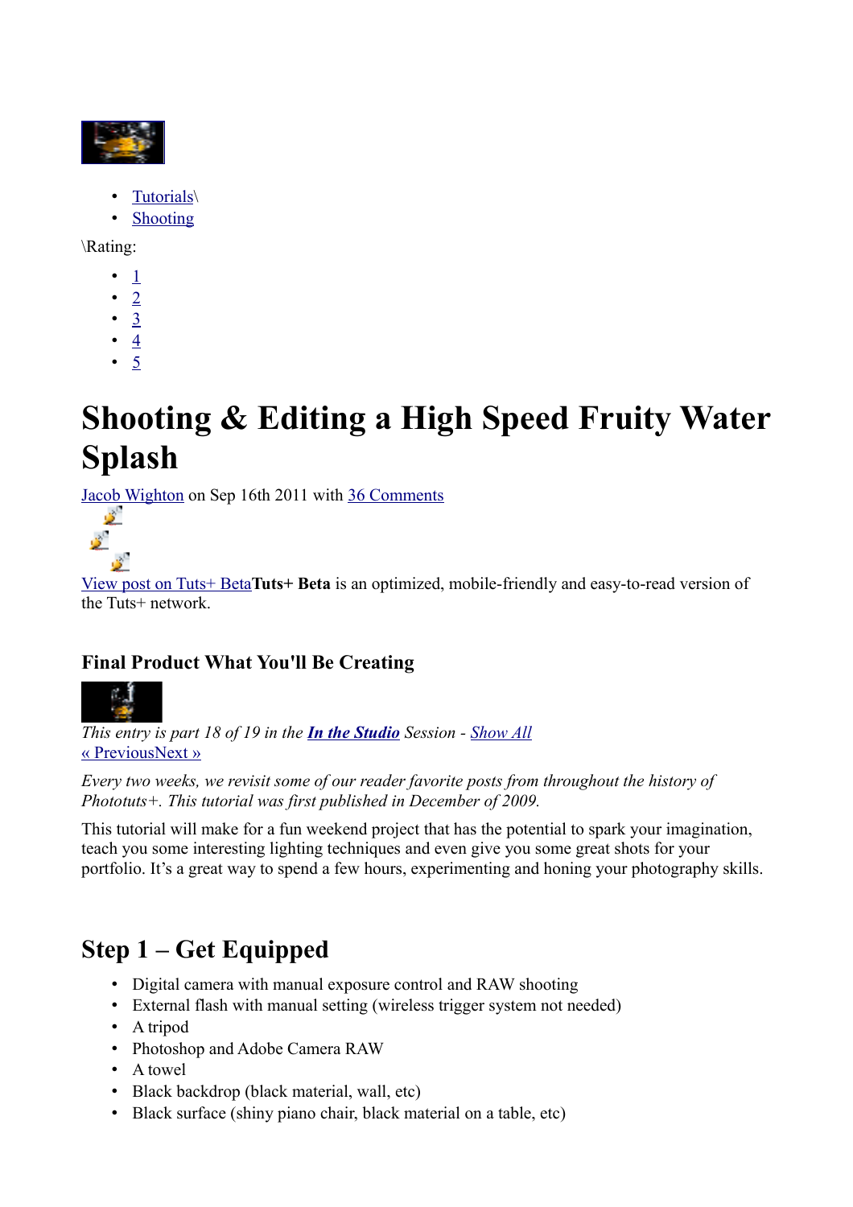- Tutorials\
- Shooting

\Rating:

- 1
- 2
- 3
- 4
- 5

# Shooting & Editing a High Speed Fruity Water Splash

Jacob Wighton on Sep 16th 2011 with 36 Comments

View post on Tuts+ Beta**Tuts+ Beta** is an optimized, mobile-friendly and easy-to-read version of the Tuts+ network.

### Final Product What You'll Be Creating

*This entry is part 18 of 19 in the* ***In the Studio*** *Session - Show All*
« PreviousNext »

*Every two weeks, we revisit some of our reader favorite posts from throughout the history of Phototuts+. This tutorial was first published in December of 2009.*

This tutorial will make for a fun weekend project that has the potential to spark your imagination, teach you some interesting lighting techniques and even give you some great shots for your portfolio. It's a great way to spend a few hours, experimenting and honing your photography skills.

## Step 1 – Get Equipped

- Digital camera with manual exposure control and RAW shooting
- External flash with manual setting (wireless trigger system not needed)
- A tripod
- Photoshop and Adobe Camera RAW
- A towel
- Black backdrop (black material, wall, etc)
- Black surface (shiny piano chair, black material on a table, etc)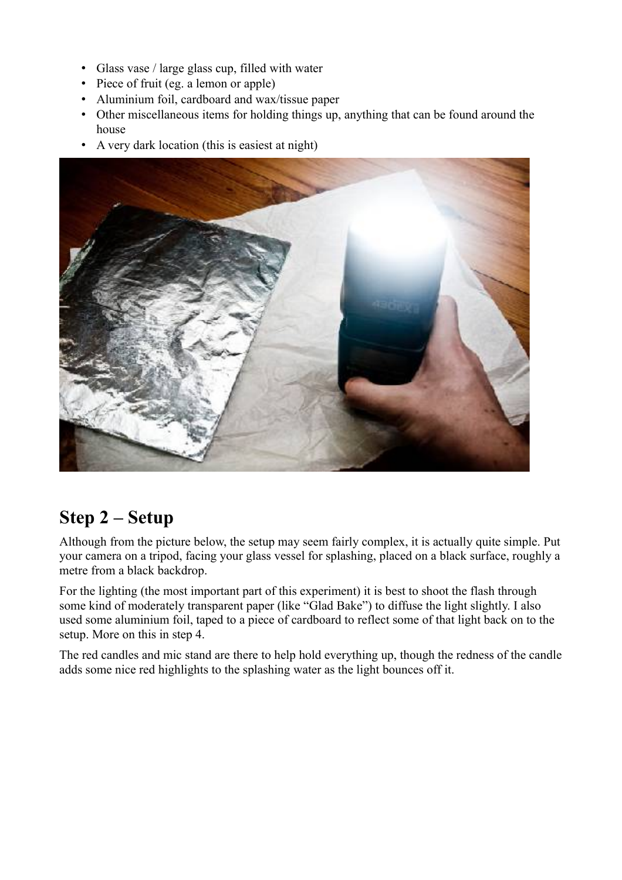- Glass vase / large glass cup, filled with water
- Piece of fruit (eg. a lemon or apple)
- Aluminium foil, cardboard and wax/tissue paper
- Other miscellaneous items for holding things up, anything that can be found around the house
- A very dark location (this is easiest at night)

## Step 2 – Setup

Although from the picture below, the setup may seem fairly complex, it is actually quite simple. Put your camera on a tripod, facing your glass vessel for splashing, placed on a black surface, roughly a metre from a black backdrop.

For the lighting (the most important part of this experiment) it is best to shoot the flash through some kind of moderately transparent paper (like "Glad Bake") to diffuse the light slightly. I also used some aluminium foil, taped to a piece of cardboard to reflect some of that light back on to the setup. More on this in step 4.

The red candles and mic stand are there to help hold everything up, though the redness of the candle adds some nice red highlights to the splashing water as the light bounces off it.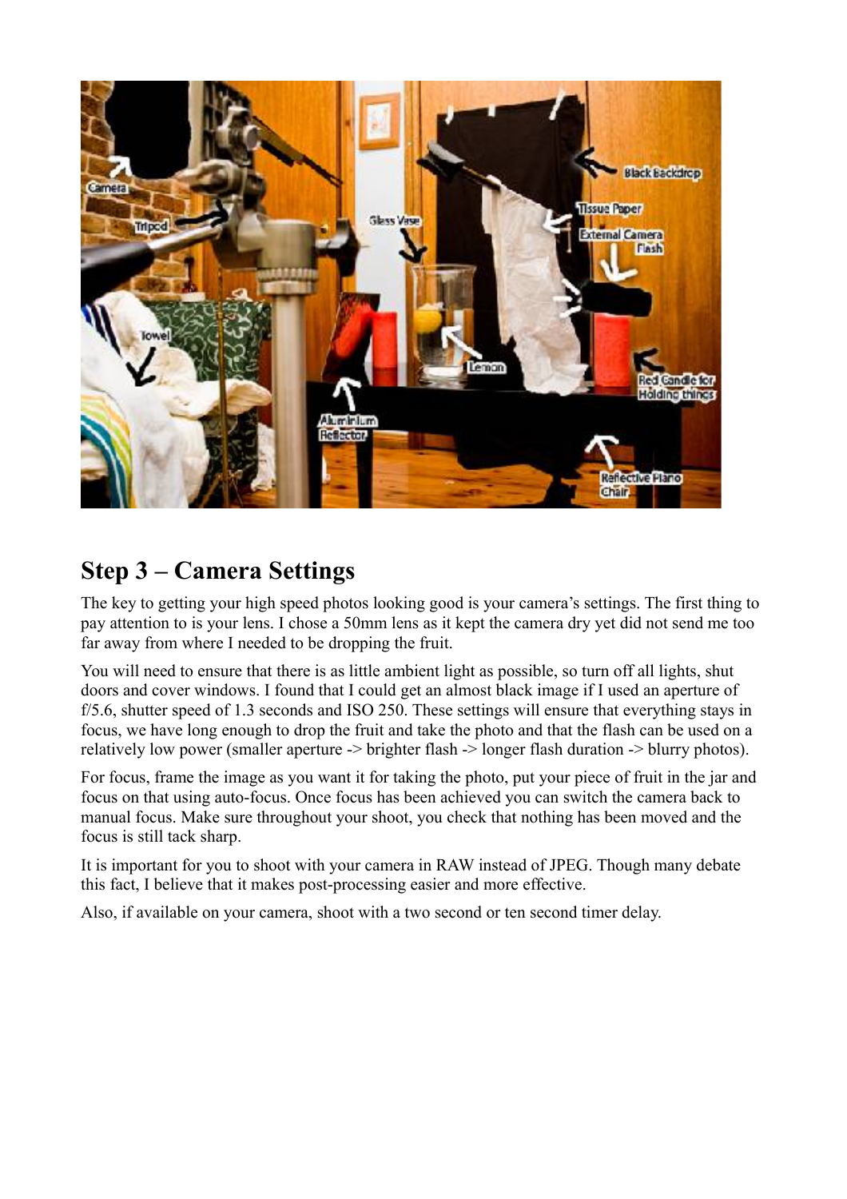## Step 3 – Camera Settings

The key to getting your high speed photos looking good is your camera's settings. The first thing to pay attention to is your lens. I chose a 50mm lens as it kept the camera dry yet did not send me too far away from where I needed to be dropping the fruit.

You will need to ensure that there is as little ambient light as possible, so turn off all lights, shut doors and cover windows. I found that I could get an almost black image if I used an aperture of f/5.6, shutter speed of 1.3 seconds and ISO 250. These settings will ensure that everything stays in focus, we have long enough to drop the fruit and take the photo and that the flash can be used on a relatively low power (smaller aperture -> brighter flash -> longer flash duration -> blurry photos).

For focus, frame the image as you want it for taking the photo, put your piece of fruit in the jar and focus on that using auto-focus. Once focus has been achieved you can switch the camera back to manual focus. Make sure throughout your shoot, you check that nothing has been moved and the focus is still tack sharp.

It is important for you to shoot with your camera in RAW instead of JPEG. Though many debate this fact, I believe that it makes post-processing easier and more effective.

Also, if available on your camera, shoot with a two second or ten second timer delay.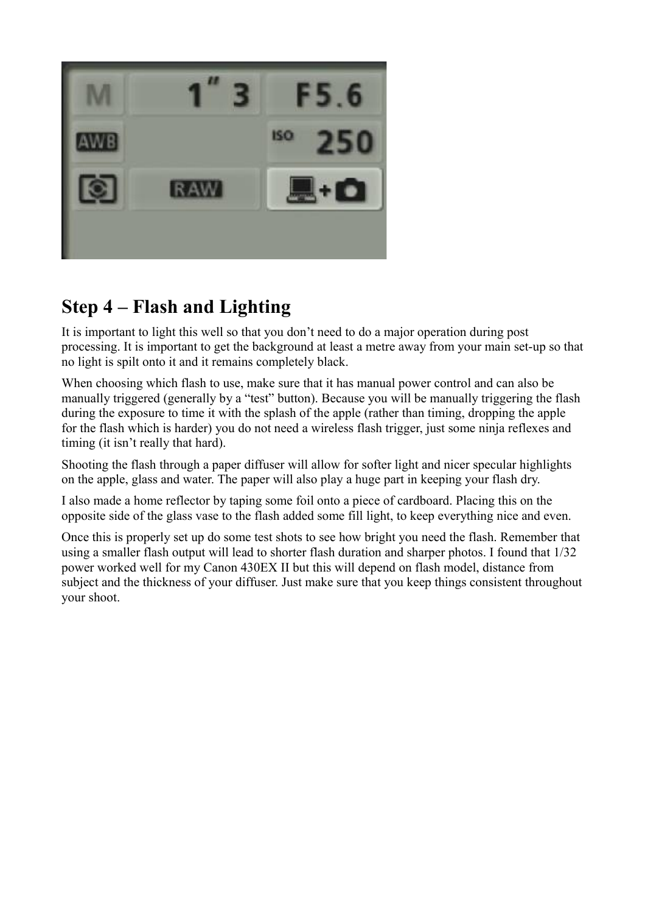## Step 4 – Flash and Lighting

It is important to light this well so that you don't need to do a major operation during post processing. It is important to get the background at least a metre away from your main set-up so that no light is spilt onto it and it remains completely black.

When choosing which flash to use, make sure that it has manual power control and can also be manually triggered (generally by a "test" button). Because you will be manually triggering the flash during the exposure to time it with the splash of the apple (rather than timing, dropping the apple for the flash which is harder) you do not need a wireless flash trigger, just some ninja reflexes and timing (it isn't really that hard).

Shooting the flash through a paper diffuser will allow for softer light and nicer specular highlights on the apple, glass and water. The paper will also play a huge part in keeping your flash dry.

I also made a home reflector by taping some foil onto a piece of cardboard. Placing this on the opposite side of the glass vase to the flash added some fill light, to keep everything nice and even.

Once this is properly set up do some test shots to see how bright you need the flash. Remember that using a smaller flash output will lead to shorter flash duration and sharper photos. I found that 1/32 power worked well for my Canon 430EX II but this will depend on flash model, distance from subject and the thickness of your diffuser. Just make sure that you keep things consistent throughout your shoot.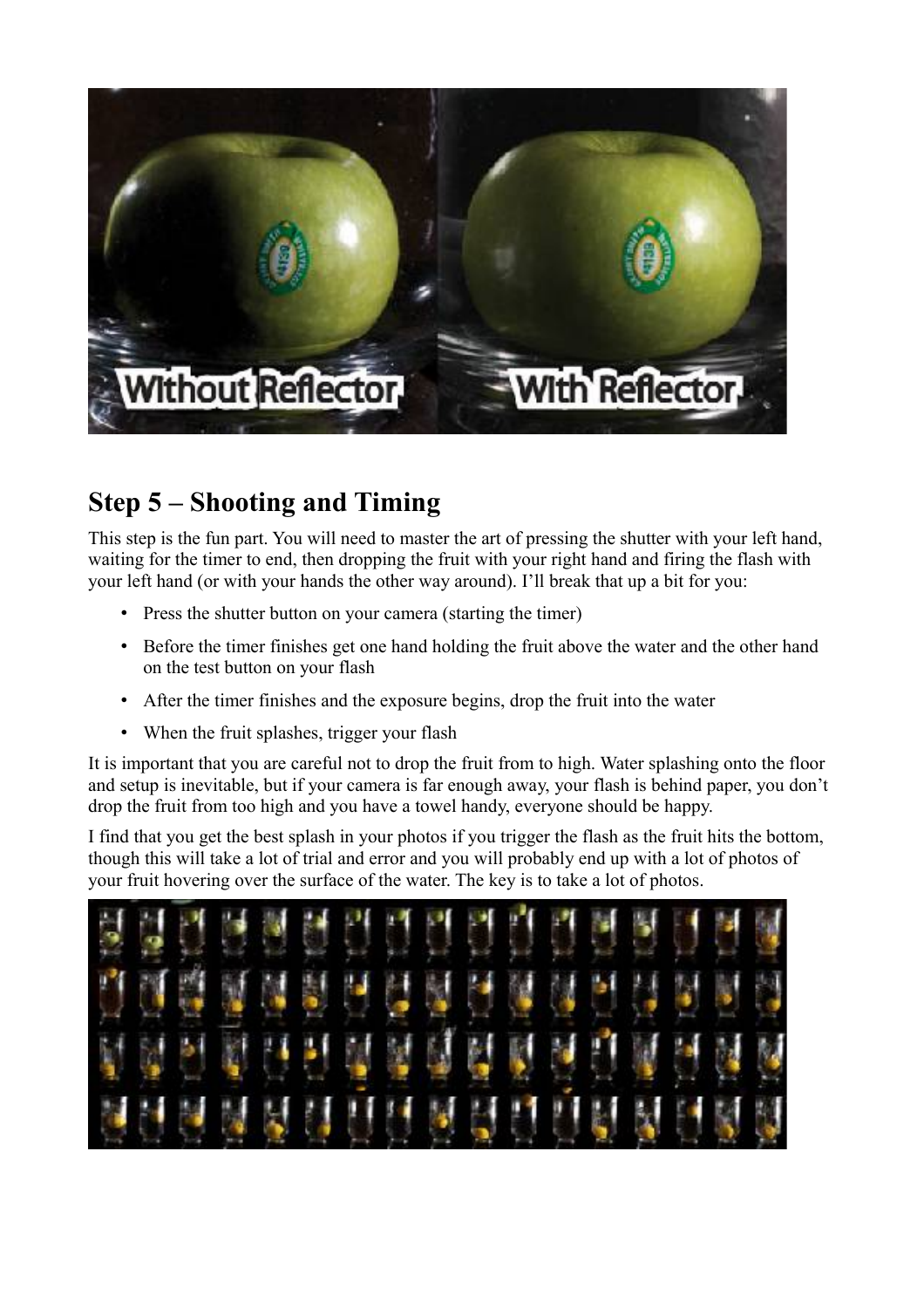## Step 5 – Shooting and Timing

This step is the fun part. You will need to master the art of pressing the shutter with your left hand, waiting for the timer to end, then dropping the fruit with your right hand and firing the flash with your left hand (or with your hands the other way around). I'll break that up a bit for you:

- Press the shutter button on your camera (starting the timer)
- Before the timer finishes get one hand holding the fruit above the water and the other hand on the test button on your flash
- After the timer finishes and the exposure begins, drop the fruit into the water
- When the fruit splashes, trigger your flash

It is important that you are careful not to drop the fruit from to high. Water splashing onto the floor and setup is inevitable, but if your camera is far enough away, your flash is behind paper, you don't drop the fruit from too high and you have a towel handy, everyone should be happy.

I find that you get the best splash in your photos if you trigger the flash as the fruit hits the bottom, though this will take a lot of trial and error and you will probably end up with a lot of photos of your fruit hovering over the surface of the water. The key is to take a lot of photos.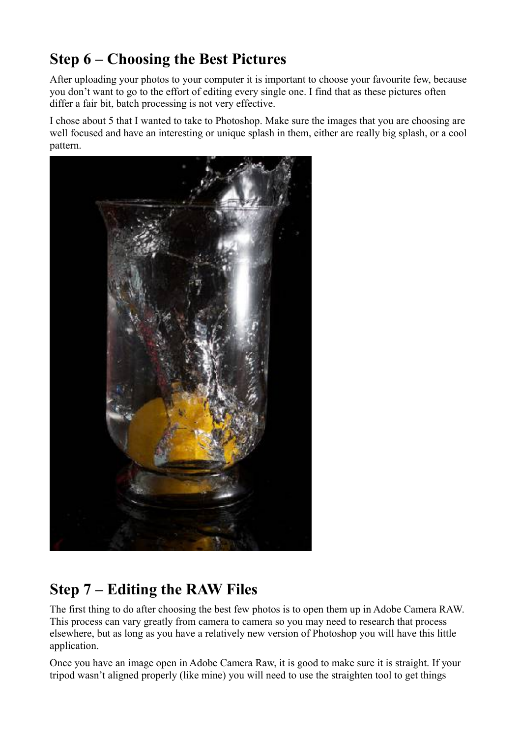## Step 6 – Choosing the Best Pictures

After uploading your photos to your computer it is important to choose your favourite few, because you don't want to go to the effort of editing every single one. I find that as these pictures often differ a fair bit, batch processing is not very effective.

I chose about 5 that I wanted to take to Photoshop. Make sure the images that you are choosing are well focused and have an interesting or unique splash in them, either are really big splash, or a cool pattern.

## Step 7 – Editing the RAW Files

The first thing to do after choosing the best few photos is to open them up in Adobe Camera RAW. This process can vary greatly from camera to camera so you may need to research that process elsewhere, but as long as you have a relatively new version of Photoshop you will have this little application.

Once you have an image open in Adobe Camera Raw, it is good to make sure it is straight. If your tripod wasn't aligned properly (like mine) you will need to use the straighten tool to get things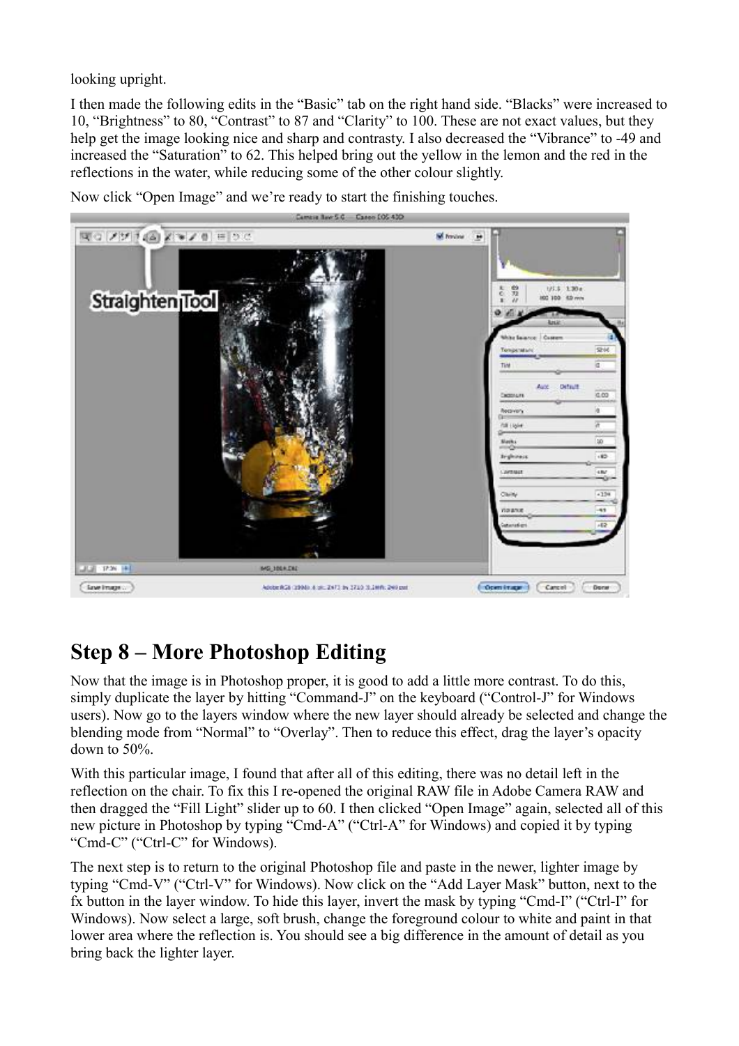looking upright.

I then made the following edits in the "Basic" tab on the right hand side. "Blacks" were increased to 10, "Brightness" to 80, "Contrast" to 87 and "Clarity" to 100. These are not exact values, but they help get the image looking nice and sharp and contrasty. I also decreased the "Vibrance" to -49 and increased the "Saturation" to 62. This helped bring out the yellow in the lemon and the red in the reflections in the water, while reducing some of the other colour slightly.

Now click "Open Image" and we're ready to start the finishing touches.

## Step 8 – More Photoshop Editing

Now that the image is in Photoshop proper, it is good to add a little more contrast. To do this, simply duplicate the layer by hitting "Command-J" on the keyboard ("Control-J" for Windows users). Now go to the layers window where the new layer should already be selected and change the blending mode from "Normal" to "Overlay". Then to reduce this effect, drag the layer's opacity down to 50%.

With this particular image, I found that after all of this editing, there was no detail left in the reflection on the chair. To fix this I re-opened the original RAW file in Adobe Camera RAW and then dragged the "Fill Light" slider up to 60. I then clicked "Open Image" again, selected all of this new picture in Photoshop by typing "Cmd-A" ("Ctrl-A" for Windows) and copied it by typing "Cmd-C" ("Ctrl-C" for Windows).

The next step is to return to the original Photoshop file and paste in the newer, lighter image by typing "Cmd-V" ("Ctrl-V" for Windows). Now click on the "Add Layer Mask" button, next to the fx button in the layer window. To hide this layer, invert the mask by typing "Cmd-I" ("Ctrl-I" for Windows). Now select a large, soft brush, change the foreground colour to white and paint in that lower area where the reflection is. You should see a big difference in the amount of detail as you bring back the lighter layer.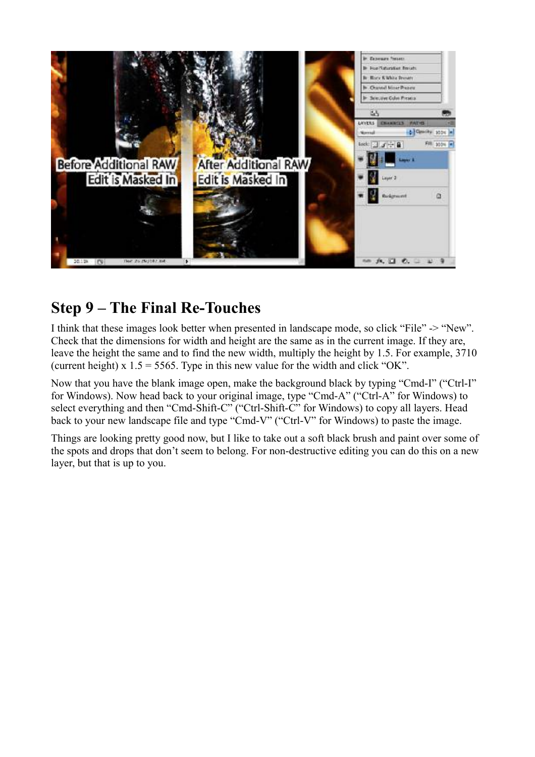## Step 9 – The Final Re-Touches

I think that these images look better when presented in landscape mode, so click "File" -> "New". Check that the dimensions for width and height are the same as in the current image. If they are, leave the height the same and to find the new width, multiply the height by 1.5. For example, 3710 (current height) x 1.5 = 5565. Type in this new value for the width and click "OK".

Now that you have the blank image open, make the background black by typing "Cmd-I" ("Ctrl-I" for Windows). Now head back to your original image, type "Cmd-A" ("Ctrl-A" for Windows) to select everything and then "Cmd-Shift-C" ("Ctrl-Shift-C" for Windows) to copy all layers. Head back to your new landscape file and type "Cmd-V" ("Ctrl-V" for Windows) to paste the image.

Things are looking pretty good now, but I like to take out a soft black brush and paint over some of the spots and drops that don't seem to belong. For non-destructive editing you can do this on a new layer, but that is up to you.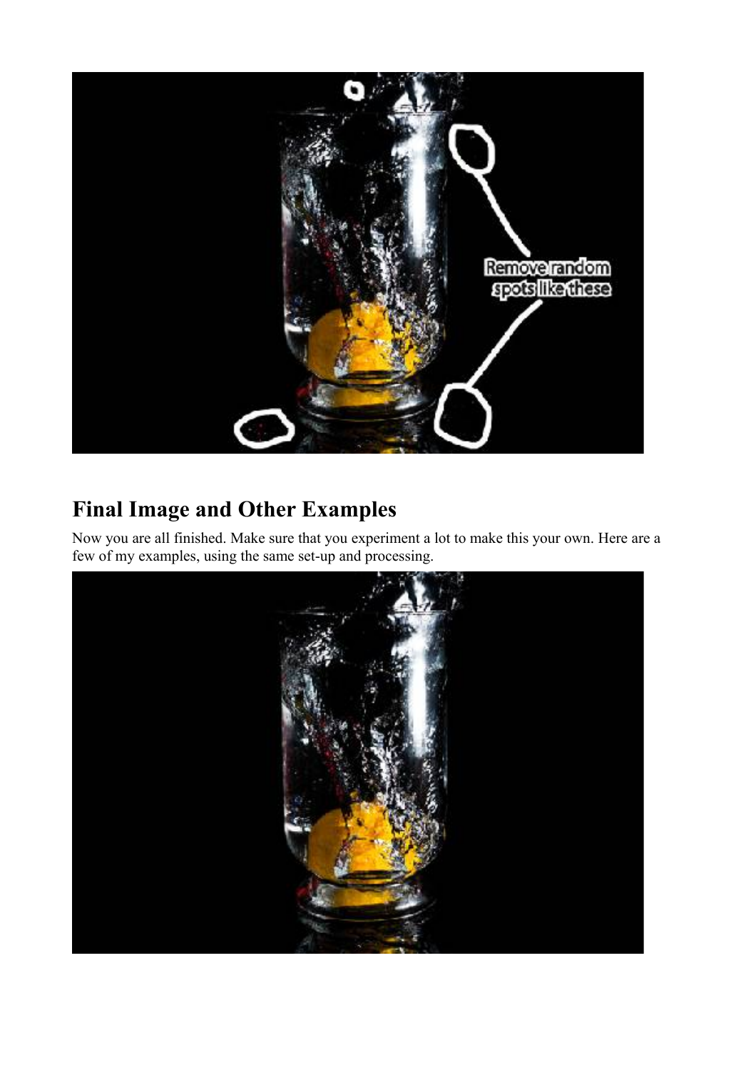## Final Image and Other Examples

Now you are all finished. Make sure that you experiment a lot to make this your own. Here are a few of my examples, using the same set-up and processing.